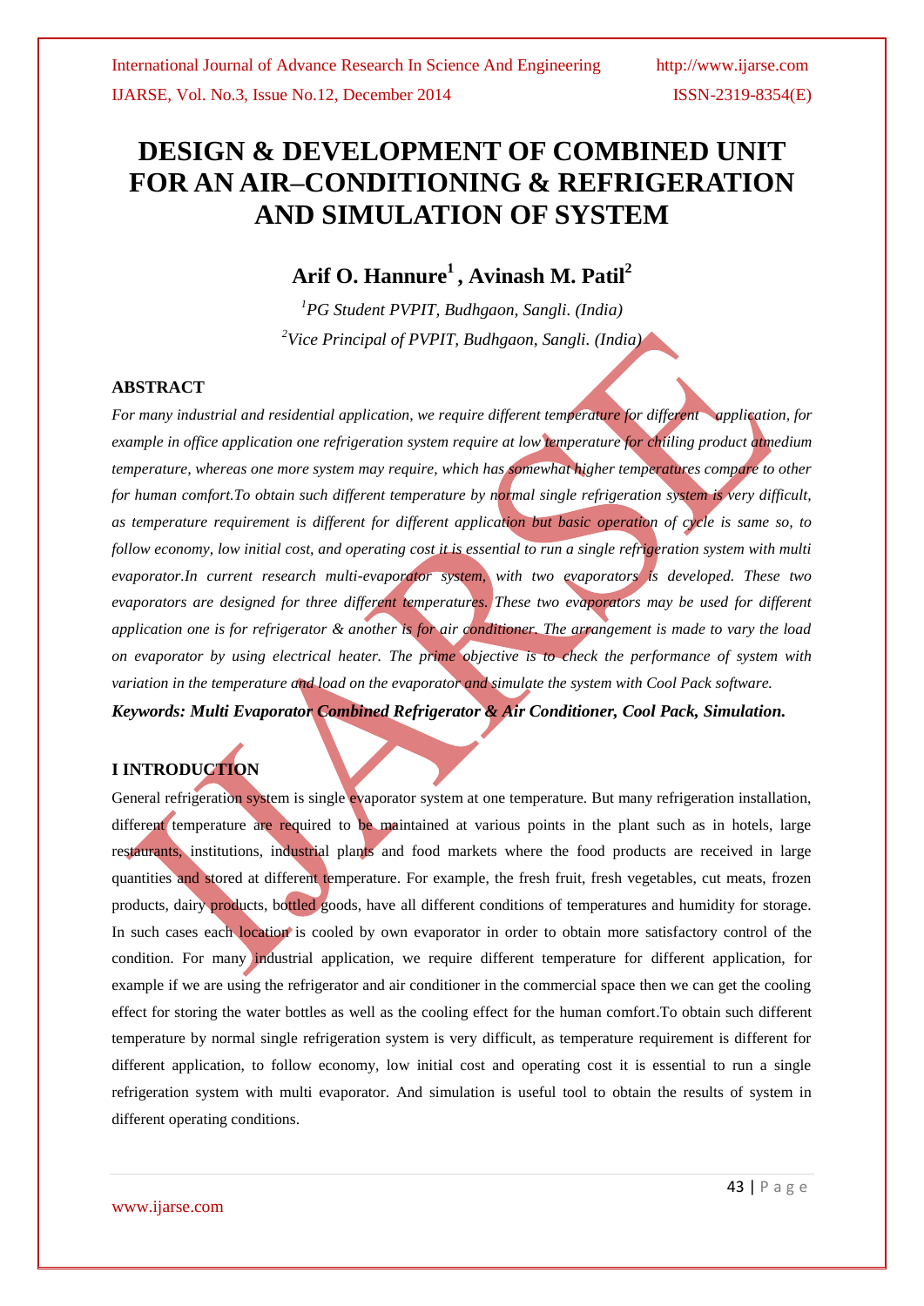# DESIGN & DEVELOPMENT OF COMBINED UNIT FOR AN AIR–CONDITIONING & REFRIGERATION AND SIMULATION OF SYSTEM

**Arif O. Hannure[1] , Avinash M. Patil[2]**

[1]*PG Student PVPIT, Budhgaon, Sangli. (India)*

[2]*Vice Principal of PVPIT, Budhgaon, Sangli. (India)*

## ABSTRACT

*For many industrial and residential application, we require different temperature for different application, for example in office application one refrigeration system require at low temperature for chiling product atmedium temperature, whereas one more system may require, which has somewhat higher temperatures compare to other for human comfort.To obtain such different temperature by normal single refrigeration system is very difficult, as temperature requirement is different for different application but basic operation of cycle is same so, to follow economy, low initial cost, and operating cost it is essential to run a single refrigeration system with multi evaporator.In current research multi-evaporator system, with two evaporators is developed. These two evaporators are designed for three different temperatures. These two evaporators may be used for different application one is for refrigerator & another is for air conditioner. The arrangement is made to vary the load on evaporator by using electrical heater. The prime objective is to check the performance of system with variation in the temperature and load on the evaporator and simulate the system with Cool Pack software.*

***Keywords: Multi Evaporator Combined Refrigerator & Air Conditioner, Cool Pack, Simulation.***

## I INTRODUCTION

General refrigeration system is single evaporator system at one temperature. But many refrigeration installation, different temperature are required to be maintained at various points in the plant such as in hotels, large restaurants, institutions, industrial plants and food markets where the food products are received in large quantities and stored at different temperature. For example, the fresh fruit, fresh vegetables, cut meats, frozen products, dairy products, bottled goods, have all different conditions of temperatures and humidity for storage. In such cases each location is cooled by own evaporator in order to obtain more satisfactory control of the condition. For many industrial application, we require different temperature for different application, for example if we are using the refrigerator and air conditioner in the commercial space then we can get the cooling effect for storing the water bottles as well as the cooling effect for the human comfort.To obtain such different temperature by normal single refrigeration system is very difficult, as temperature requirement is different for different application, to follow economy, low initial cost and operating cost it is essential to run a single refrigeration system with multi evaporator. And simulation is useful tool to obtain the results of system in different operating conditions.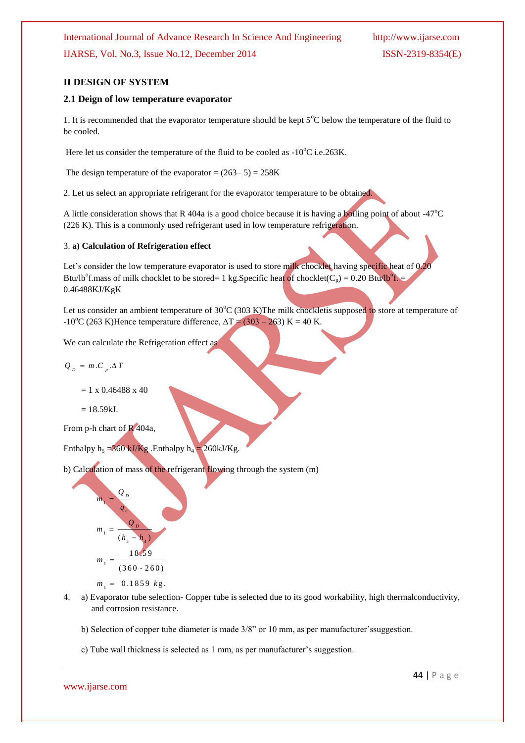## II DESIGN OF SYSTEM

### 2.1 Deign of low temperature evaporator

1. It is recommended that the evaporator temperature should be kept 5°C below the temperature of the fluid to be cooled.

Here let us consider the temperature of the fluid to be cooled as -10°C i.e.263K.

The design temperature of the evaporator = (263– 5) = 258K

2. Let us select an appropriate refrigerant for the evaporator temperature to be obtained.

A little consideration shows that R 404a is a good choice because it is having a boiling point of about -47°C (226 K). This is a commonly used refrigerant used in low temperature refrigeration.

3. **a) Calculation of Refrigeration effect**

Let's consider the low temperature evaporator is used to store milk chocklet having specific heat of 0.20 Btu/lb°f.mass of milk chocklet to be stored= 1 kg.Specific heat of chocklet($C_p$) = 0.20 Btu/lb°f. = 0.46488KJ/KgK

Let us consider an ambient temperature of 30°C (303 K)The milk chockletis supposed to store at temperature of -10°C (263 K)Hence temperature difference, $\Delta T$ = (303 – 263) K = 40 K.

We can calculate the Refrigeration effect as

$$Q_D = m.C_p.\Delta T$$

$$= 1 \times 0.46488 \times 40$$

$$= 18.59 \text{kJ.}$$

From p-h chart of R 404a,

Enthalpy $h_5$ =360 kJ/Kg .Enthalpy $h_4$ = 260kJ/Kg.

b) Calculation of mass of the refrigerant flowing through the system (m)

$$m_1 = \frac{Q_D}{q_e}$$

$$m_1 = \frac{Q_D}{(h_5 - h_4)}$$

$$m_1 = \frac{18.59}{(360 - 260)}$$

$$m_1 = 0.1859 \ kg.$$

4. a) Evaporator tube selection- Copper tube is selected due to its good workability, high thermalconductivity, and corrosion resistance.

   b) Selection of copper tube diameter is made 3/8" or 10 mm, as per manufacturer'ssuggestion.

   c) Tube wall thickness is selected as 1 mm, as per manufacturer's suggestion.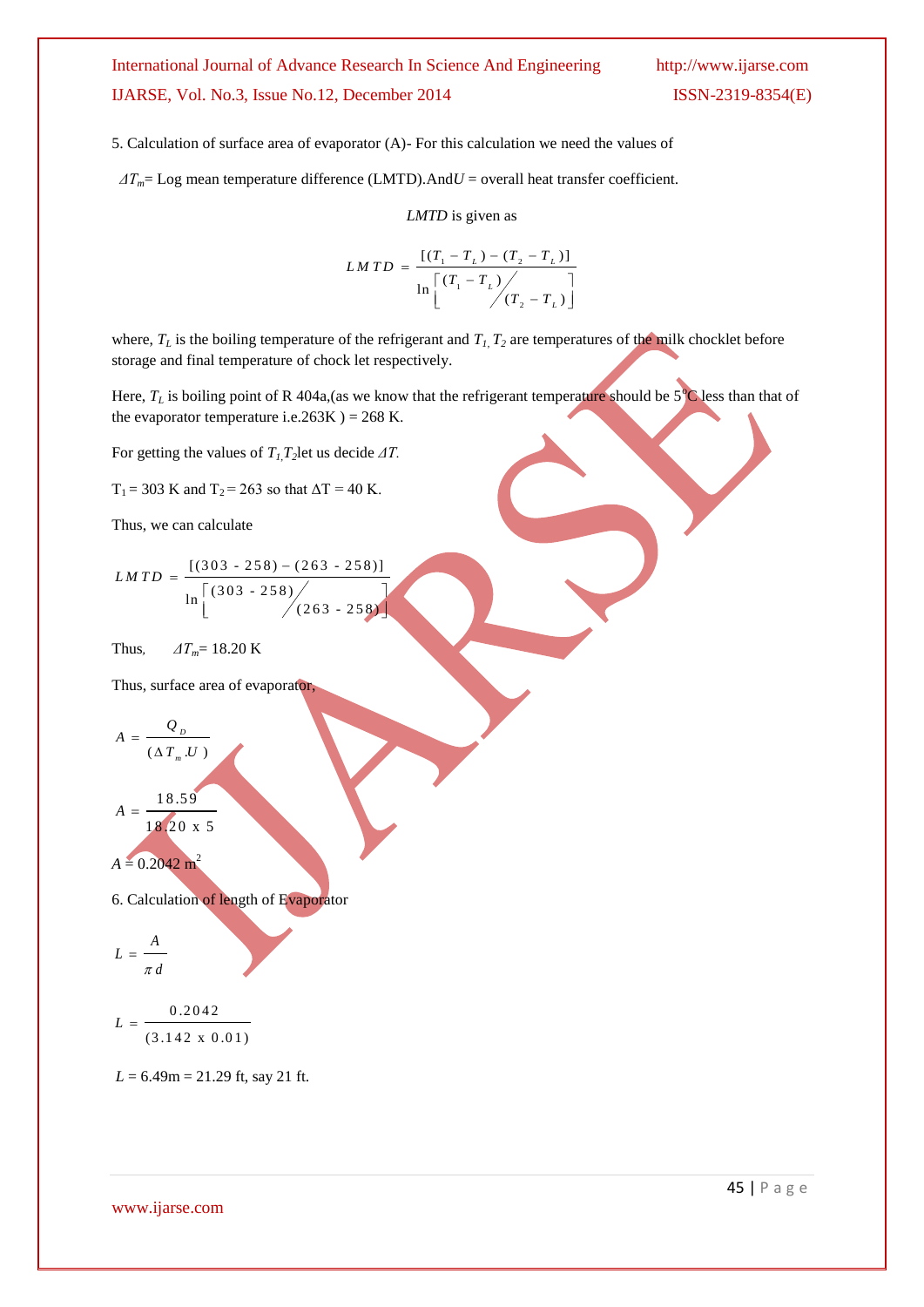5. Calculation of surface area of evaporator (A)- For this calculation we need the values of

$\Delta T_m$= Log mean temperature difference (LMTD).And$U$ = overall heat transfer coefficient.

*LMTD* is given as

$$LMTD = \frac{[(T_1 - T_L) - (T_2 - T_L)]}{\ln\left[{(T_1 - T_L)}\Big/{(T_2 - T_L)}\right]}$$

where, $T_L$ is the boiling temperature of the refrigerant and $T_1, T_2$ are temperatures of the milk chocklet before storage and final temperature of chock let respectively.

Here, $T_L$ is boiling point of R 404a,(as we know that the refrigerant temperature should be 5°C less than that of the evaporator temperature i.e.263K ) = 268 K.

For getting the values of $T_1, T_2$let us decide $\Delta T$.

$T_1$ = 303 K and $T_2$ = 263 so that $\Delta T$ = 40 K.

Thus, we can calculate

$$LMTD = \frac{[(303 - 258) - (263 - 258)]}{\ln\left[{(303 - 258)}\Big/{(263 - 258)}\right]}$$

Thus, $\Delta T_m$= 18.20 K

Thus, surface area of evaporator,

$$A = \frac{Q_D}{(\Delta T_m . U)}$$

$$A = \frac{18.59}{18.20 \text{ x } 5}$$

$A$ = 0.2042 m$^2$

6. Calculation of length of Evaporator

$$L = \frac{A}{\pi d}$$

$$L = \frac{0.2042}{(3.142 \text{ x } 0.01)}$$

$L$ = 6.49m = 21.29 ft, say 21 ft.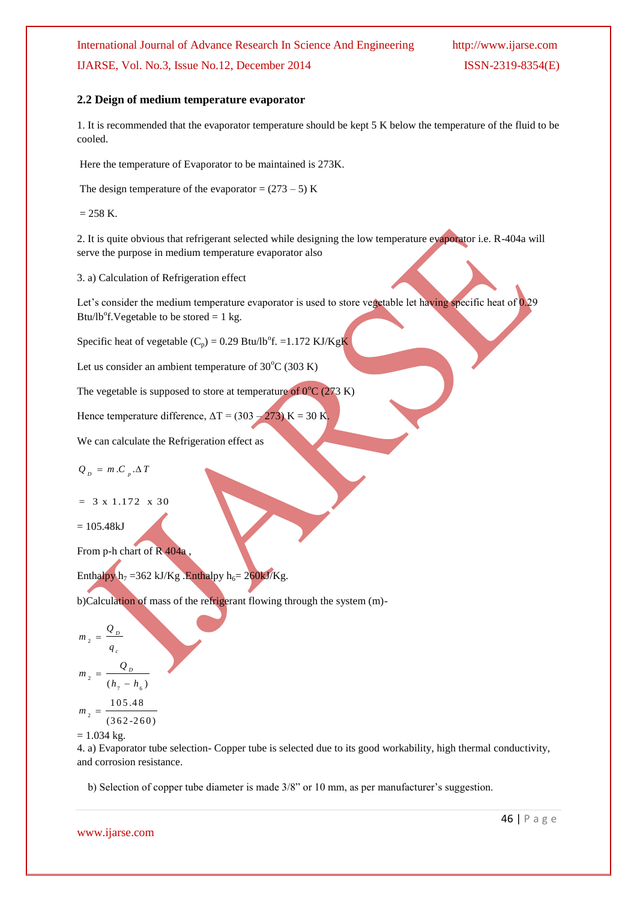### 2.2 Deign of medium temperature evaporator

1. It is recommended that the evaporator temperature should be kept 5 K below the temperature of the fluid to be cooled.

Here the temperature of Evaporator to be maintained is 273K.

The design temperature of the evaporator = (273 – 5) K

= 258 K.

2. It is quite obvious that refrigerant selected while designing the low temperature evaporator i.e. R-404a will serve the purpose in medium temperature evaporator also

3. a) Calculation of Refrigeration effect

Let's consider the medium temperature evaporator is used to store vegetable let having specific heat of 0.29 Btu/lb$^{o}$f.Vegetable to be stored = 1 kg.

Specific heat of vegetable ($C_p$) = 0.29 Btu/lb$^{o}$f. =1.172 KJ/KgK

Let us consider an ambient temperature of 30$^{o}$C (303 K)

The vegetable is supposed to store at temperature of 0$^{o}$C (273 K)

Hence temperature difference, $\Delta T$ = (303 – 273) K = 30 K.

We can calculate the Refrigeration effect as

$$Q_D = m.C_p.\Delta T$$

$$= 3 \text{ x } 1.172 \text{ x } 30$$

= 105.48kJ

From p-h chart of R 404a ,

Enthalpy $h_7$ =362 kJ/Kg .Enthalpy $h_6$= 260kJ/Kg.

b)Calculation of mass of the refrigerant flowing through the system (m)-

$$m_2 = \frac{Q_D}{q_c}$$

$$m_2 = \frac{Q_D}{(h_7 - h_6)}$$

$$m_2 = \frac{105.48}{(362\text{-}260)}$$

= 1.034 kg.

4. a) Evaporator tube selection- Copper tube is selected due to its good workability, high thermal conductivity, and corrosion resistance.

b) Selection of copper tube diameter is made 3/8" or 10 mm, as per manufacturer's suggestion.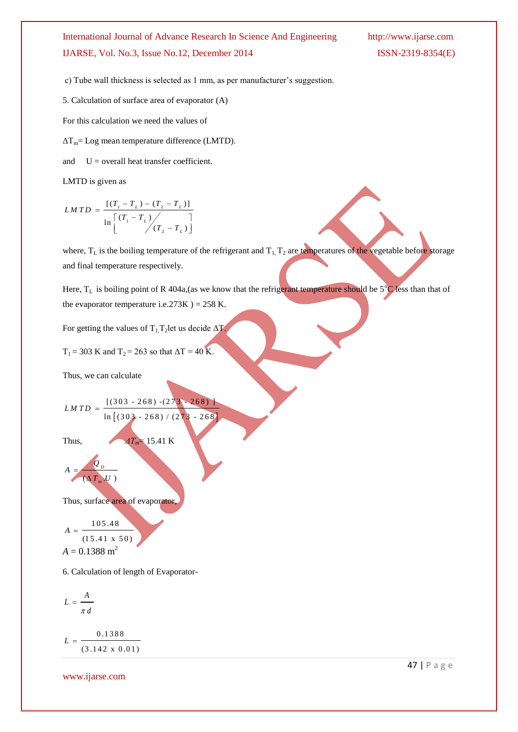c) Tube wall thickness is selected as 1 mm, as per manufacturer's suggestion.

5. Calculation of surface area of evaporator (A)

For this calculation we need the values of

$\Delta T_m$= Log mean temperature difference (LMTD).

and  U = overall heat transfer coefficient.

LMTD is given as

$$LMTD = \frac{[(T_1 - T_L) - (T_2 - T_L)]}{\ln\left[ {(T_1 - T_L)}/{(T_2 - T_L)} \right]}$$

where, $T_L$ is the boiling temperature of the refrigerant and $T_1, T_2$ are temperatures of the vegetable before storage and final temperature respectively.

Here, $T_L$ is boiling point of R 404a,(as we know that the refrigerant temperature should be 5°C less than that of the evaporator temperature i.e.273K ) = 258 K.

For getting the values of $T_1, T_2$ let us decide $\Delta T$.

$T_1$ = 303 K and $T_2$ = 263 so that $\Delta T$ = 40 K.

Thus, we can calculate

$$LMTD = \frac{[(303 - 268) - (273 - 268)]}{\ln\left[(303 - 268) / (273 - 268)\right]}$$

Thus, $\Delta T_m$ = 15.41 K

$$A = \frac{Q_D}{(\Delta T_m . U)}$$

Thus, surface area of evaporator,

$$A = \frac{105.48}{(15.41 \text{ x } 50)}$$

$A$ = 0.1388 m$^2$

6. Calculation of length of Evaporator-

$$L = \frac{A}{\pi d}$$

$$L = \frac{0.1388}{(3.142 \text{ x } 0.01)}$$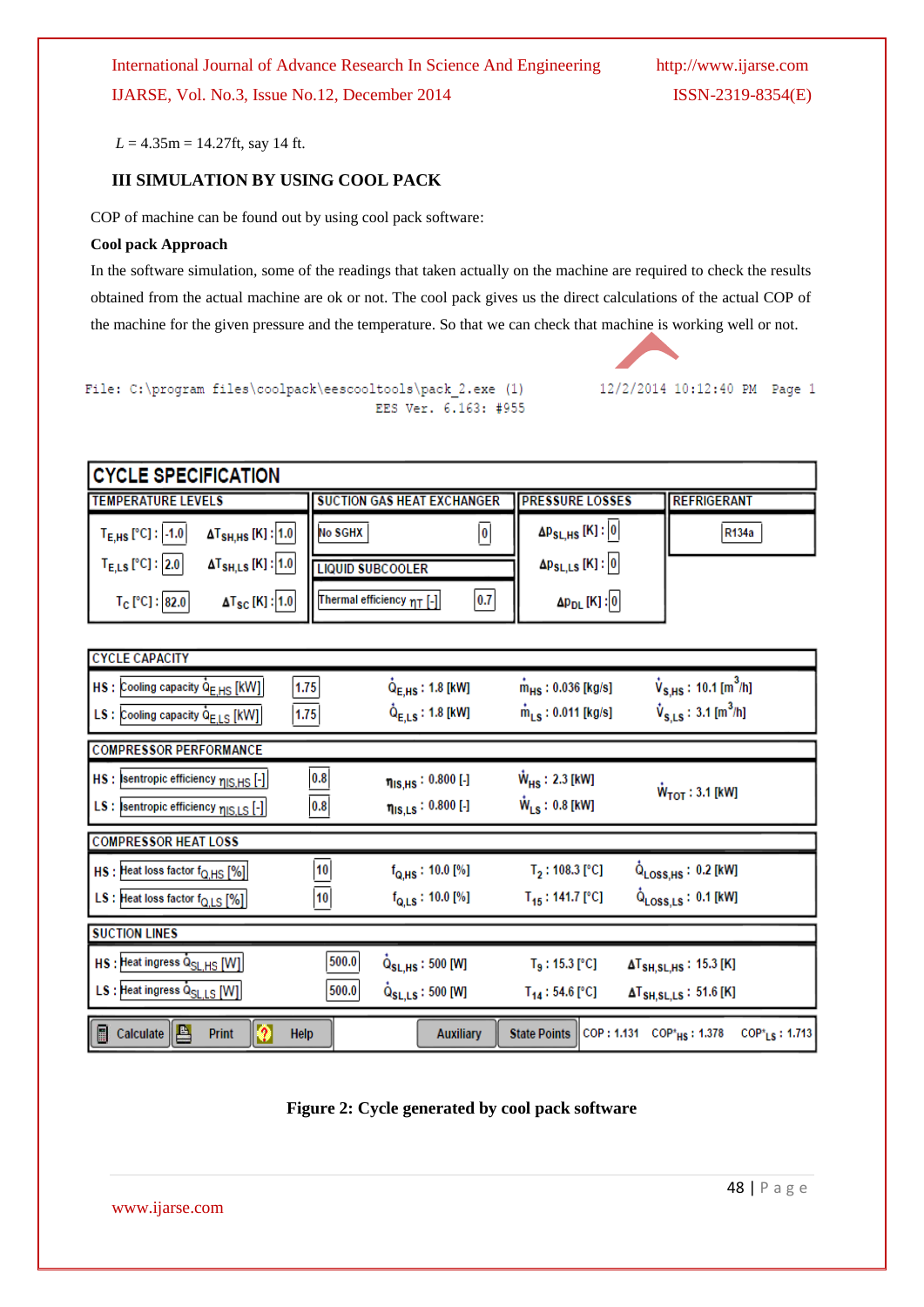$L$ = 4.35m = 14.27ft, say 14 ft.

## III SIMULATION BY USING COOL PACK

COP of machine can be found out by using cool pack software:

**Cool pack Approach**

In the software simulation, some of the readings that taken actually on the machine are required to check the results obtained from the actual machine are ok or not. The cool pack gives us the direct calculations of the actual COP of the machine for the given pressure and the temperature. So that we can check that machine is working well or not.

```
File: C:\program files\coolpack\eescooltools\pack_2.exe (1)          12/2/2014 10:12:40 PM  Page 1
                                EES Ver. 6.163: #955
```

**CYCLE SPECIFICATION**

| TEMPERATURE LEVELS | | SUCTION GAS HEAT EXCHANGER | PRESSURE LOSSES | REFRIGERANT |
|---|---|---|---|---|
| $T_{E,HS}$ [°C] : -1.0 | $\Delta T_{SH,HS}$ [K] : 1.0 | No SGHX : 0 | $\Delta p_{SL,HS}$ [K] : 0 | R134a |
| $T_{E,LS}$ [°C] : 2.0 | $\Delta T_{SH,LS}$ [K] : 1.0 | LIQUID SUBCOOLER | $\Delta p_{SL,LS}$ [K] : 0 | |
| $T_C$ [°C] : 82.0 | $\Delta T_{SC}$ [K] : 1.0 | Thermal efficiency $\eta_T$ [-] : 0.7 | $\Delta p_{DL}$ [K] : 0 | |

**CYCLE CAPACITY**

| | Input | Value | $\dot{Q}_E$ | $\dot{m}$ | $\dot{V}_S$ |
|---|---|---|---|---|---|
| HS : | Cooling capacity $\dot{Q}_{E,HS}$ [kW] | 1.75 | $\dot{Q}_{E,HS}$ : 1.8 [kW] | $\dot{m}_{HS}$ : 0.036 [kg/s] | $\dot{V}_{S,HS}$ : 10.1 [m$^3$/h] |
| LS : | Cooling capacity $\dot{Q}_{E,LS}$ [kW] | 1.75 | $\dot{Q}_{E,LS}$ : 1.8 [kW] | $\dot{m}_{LS}$ : 0.011 [kg/s] | $\dot{V}_{S,LS}$ : 3.1 [m$^3$/h] |

**COMPRESSOR PERFORMANCE**

| | Input | Value | $\eta_{IS}$ | $\dot{W}$ | $\dot{W}_{TOT}$ |
|---|---|---|---|---|---|
| HS : | Isentropic efficiency $\eta_{IS,HS}$ [-] | 0.8 | $\eta_{IS,HS}$ : 0.800 [-] | $\dot{W}_{HS}$ : 2.3 [kW] | $\dot{W}_{TOT}$ : 3.1 [kW] |
| LS : | Isentropic efficiency $\eta_{IS,LS}$ [-] | 0.8 | $\eta_{IS,LS}$ : 0.800 [-] | $\dot{W}_{LS}$ : 0.8 [kW] | |

**COMPRESSOR HEAT LOSS**

| | Input | Value | $f_Q$ | T | $\dot{Q}_{LOSS}$ |
|---|---|---|---|---|---|
| HS : | Heat loss factor $f_{Q,HS}$ [%] | 10 | $f_{Q,HS}$ : 10.0 [%] | $T_2$ : 108.3 [°C] | $\dot{Q}_{LOSS,HS}$ : 0.2 [kW] |
| LS : | Heat loss factor $f_{Q,LS}$ [%] | 10 | $f_{Q,LS}$ : 10.0 [%] | $T_{15}$ : 141.7 [°C] | $\dot{Q}_{LOSS,LS}$ : 0.1 [kW] |

**SUCTION LINES**

| | Input | Value | $\dot{Q}_{SL}$ | T | $\Delta T_{SH,SL}$ |
|---|---|---|---|---|---|
| HS : | Heat ingress $\dot{Q}_{SL,HS}$ [W] | 500.0 | $\dot{Q}_{SL,HS}$ : 500 [W] | $T_9$ : 15.3 [°C] | $\Delta T_{SH,SL,HS}$ : 15.3 [K] |
| LS : | Heat ingress $\dot{Q}_{SL,LS}$ [W] | 500.0 | $\dot{Q}_{SL,LS}$ : 500 [W] | $T_{14}$ : 54.6 [°C] | $\Delta T_{SH,SL,LS}$ : 51.6 [K] |

Calculate | Print | Help | Auxiliary | State Points | COP : 1.131 | $COP^*_{HS}$ : 1.378 | $COP^*_{LS}$ : 1.713

**Figure 2: Cycle generated by cool pack software**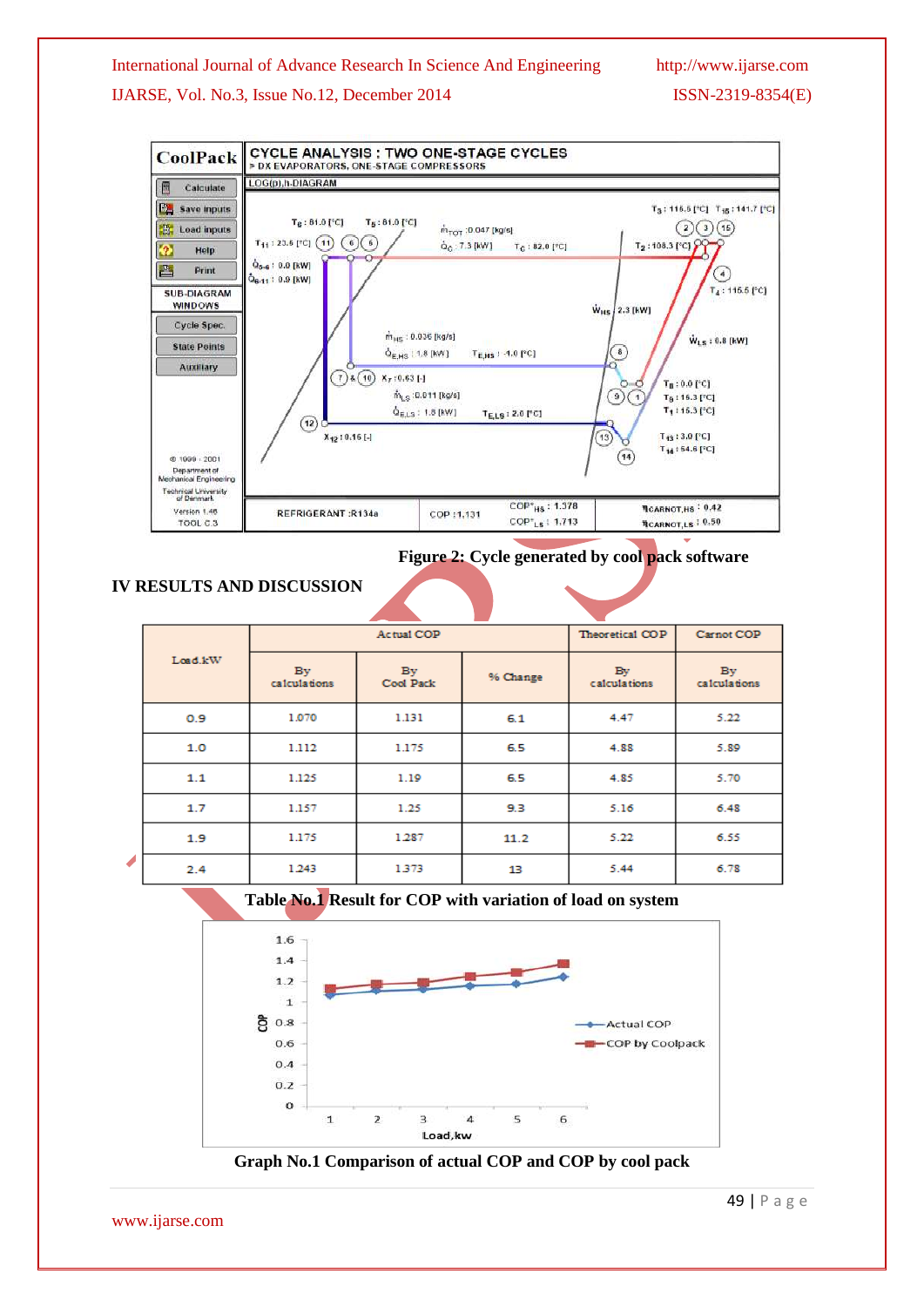Figure 2: Cycle generated by cool pack software

## IV RESULTS AND DISCUSSION

| Load.kW | Actual COP | | | Theoretical COP | Carnot COP |
|---|---|---|---|---|---|
| | By calculations | By Cool Pack | % Change | By calculations | By calculations |
| 0.9 | 1.070 | 1.131 | 6.1 | 4.47 | 5.22 |
| 1.0 | 1.112 | 1.175 | 6.5 | 4.88 | 5.89 |
| 1.1 | 1.125 | 1.19 | 6.5 | 4.85 | 5.70 |
| 1.7 | 1.157 | 1.25 | 9.3 | 5.16 | 6.48 |
| 1.9 | 1.175 | 1.287 | 11.2 | 5.22 | 6.55 |
| 2.4 | 1.243 | 1.373 | 13 | 5.44 | 6.78 |

Table No.1 Result for COP with variation of load on system

Graph No.1 Comparison of actual COP and COP by cool pack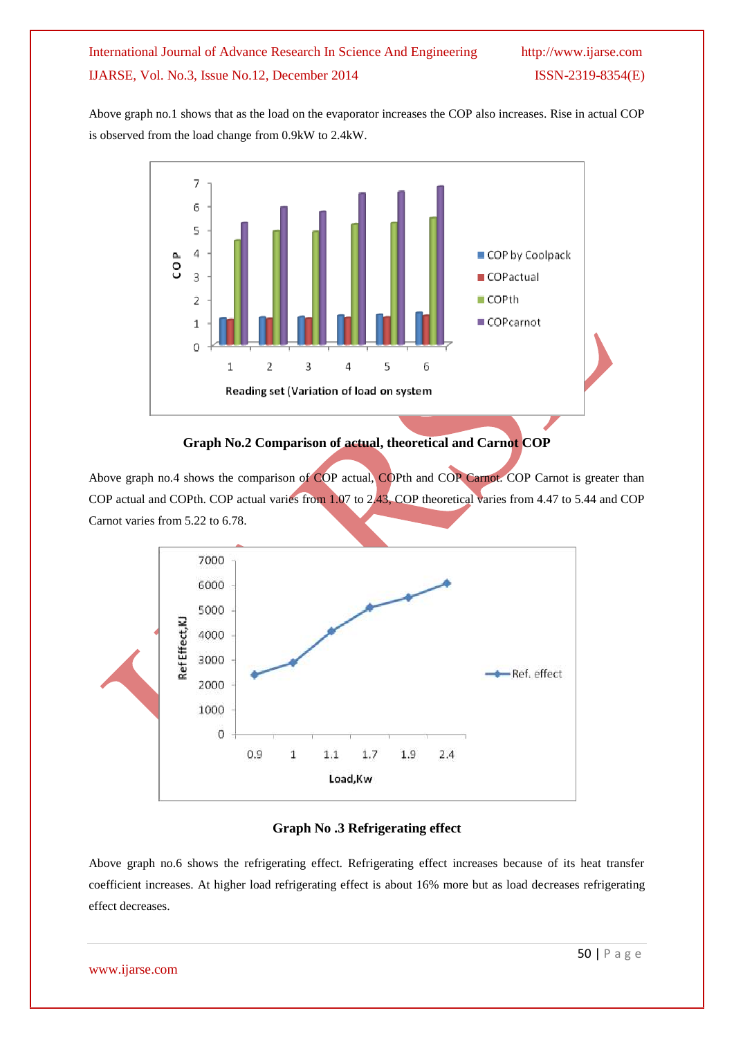Above graph no.1 shows that as the load on the evaporator increases the COP also increases. Rise in actual COP is observed from the load change from 0.9kW to 2.4kW.

**Graph No.2 Comparison of actual, theoretical and Carnot COP**

Above graph no.4 shows the comparison of COP actual, COPth and COP Carnot. COP Carnot is greater than COP actual and COPth. COP actual varies from 1.07 to 2.43, COP theoretical varies from 4.47 to 5.44 and COP Carnot varies from 5.22 to 6.78.

**Graph No .3 Refrigerating effect**

Above graph no.6 shows the refrigerating effect. Refrigerating effect increases because of its heat transfer coefficient increases. At higher load refrigerating effect is about 16% more but as load decreases refrigerating effect decreases.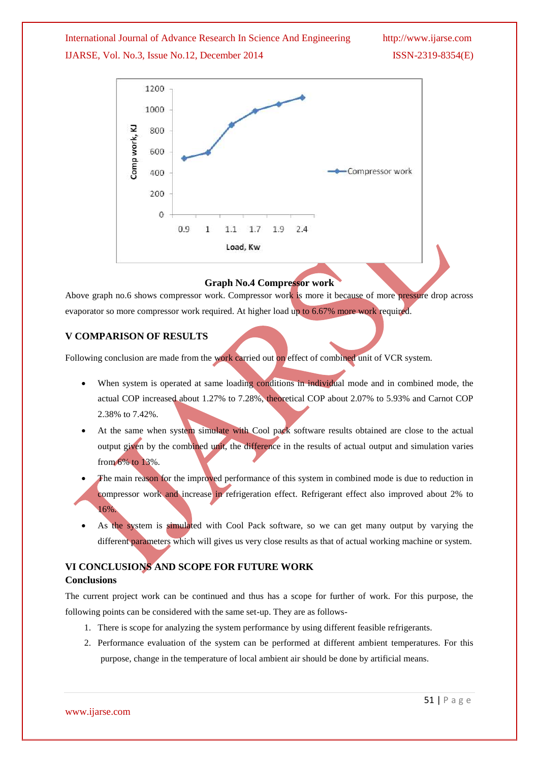Graph No.4 Compressor work

Above graph no.6 shows compressor work. Compressor work is more it because of more pressure drop across evaporator so more compressor work required. At higher load up to 6.67% more work required.

## V COMPARISON OF RESULTS

Following conclusion are made from the work carried out on effect of combined unit of VCR system.

- When system is operated at same loading conditions in individual mode and in combined mode, the actual COP increased about 1.27% to 7.28%, theoretical COP about 2.07% to 5.93% and Carnot COP 2.38% to 7.42%.
- At the same when system simulate with Cool pack software results obtained are close to the actual output given by the combined unit, the difference in the results of actual output and simulation varies from 6% to 13%.
- The main reason for the improved performance of this system in combined mode is due to reduction in compressor work and increase in refrigeration effect. Refrigerant effect also improved about 2% to 16%.
- As the system is simulated with Cool Pack software, so we can get many output by varying the different parameters which will gives us very close results as that of actual working machine or system.

## VI CONCLUSIONS AND SCOPE FOR FUTURE WORK

### Conclusions

The current project work can be continued and thus has a scope for further of work. For this purpose, the following points can be considered with the same set-up. They are as follows-

1. There is scope for analyzing the system performance by using different feasible refrigerants.
2. Performance evaluation of the system can be performed at different ambient temperatures. For this purpose, change in the temperature of local ambient air should be done by artificial means.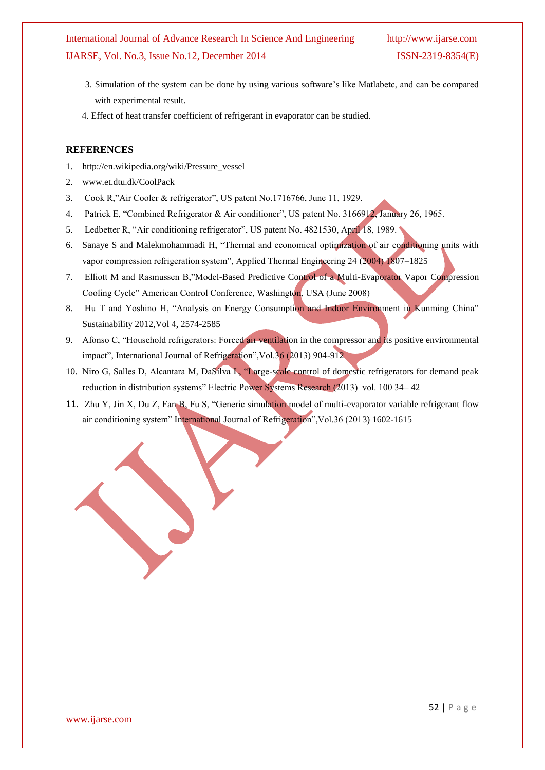3. Simulation of the system can be done by using various software's like Matlabetc, and can be compared with experimental result.
4. Effect of heat transfer coefficient of refrigerant in evaporator can be studied.

## REFERENCES

1. http://en.wikipedia.org/wiki/Pressure_vessel
2. www.et.dtu.dk/CoolPack
3. Cook R,"Air Cooler & refrigerator", US patent No.1716766, June 11, 1929.
4. Patrick E, "Combined Refrigerator & Air conditioner", US patent No. 3166912, January 26, 1965.
5. Ledbetter R, "Air conditioning refrigerator", US patent No. 4821530, April 18, 1989.
6. Sanaye S and Malekmohammadi H, "Thermal and economical optimization of air conditioning units with vapor compression refrigeration system", Applied Thermal Engineering 24 (2004) 1807–1825
7. Elliott M and Rasmussen B,"Model-Based Predictive Control of a Multi-Evaporator Vapor Compression Cooling Cycle" American Control Conference, Washington, USA (June 2008)
8. Hu T and Yoshino H, "Analysis on Energy Consumption and Indoor Environment in Kunming China" Sustainability 2012,Vol 4, 2574-2585
9. Afonso C, "Household refrigerators: Forced air ventilation in the compressor and its positive environmental impact", International Journal of Refrigeration",Vol.36 (2013) 904-912
10. Niro G, Salles D, Alcantara M, DaSilva L, "Large-scale control of domestic refrigerators for demand peak reduction in distribution systems" Electric Power Systems Research (2013) vol. 100 34– 42
11. Zhu Y, Jin X, Du Z, Fan B, Fu S, "Generic simulation model of multi-evaporator variable refrigerant flow air conditioning system" International Journal of Refrigeration",Vol.36 (2013) 1602-1615